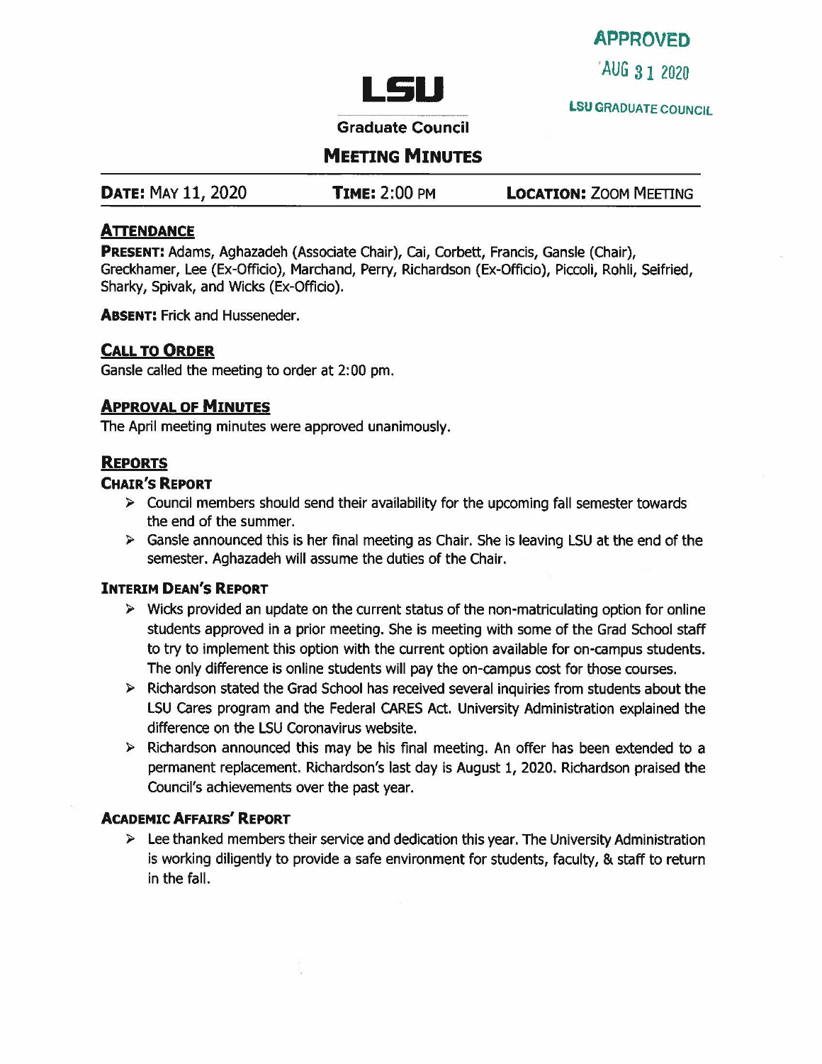APPROVED

AUG 31 2020

LSU GRADUATE COUNCIL

# LSU

Graduate Council

## Meeting Minutes

**Date:** May 11, 2020 **Time:** 2:00 PM **Location:** Zoom Meeting

### Attendance

**Present:** Adams, Aghazadeh (Associate Chair), Cai, Corbett, Francis, Gansle (Chair), Greckhamer, Lee (Ex-Officio), Marchand, Perry, Richardson (Ex-Officio), Piccoli, Rohli, Seifried, Sharky, Spivak, and Wicks (Ex-Officio).

**Absent:** Frick and Husseneder.

### Call to Order

Gansle called the meeting to order at 2:00 pm.

### Approval of Minutes

The April meeting minutes were approved unanimously.

### Reports

#### Chair's Report

- Council members should send their availability for the upcoming fall semester towards the end of the summer.
- Gansle announced this is her final meeting as Chair. She is leaving LSU at the end of the semester. Aghazadeh will assume the duties of the Chair.

#### Interim Dean's Report

- Wicks provided an update on the current status of the non-matriculating option for online students approved in a prior meeting. She is meeting with some of the Grad School staff to try to implement this option with the current option available for on-campus students. The only difference is online students will pay the on-campus cost for those courses.
- Richardson stated the Grad School has received several inquiries from students about the LSU Cares program and the Federal CARES Act. University Administration explained the difference on the LSU Coronavirus website.
- Richardson announced this may be his final meeting. An offer has been extended to a permanent replacement. Richardson's last day is August 1, 2020. Richardson praised the Council's achievements over the past year.

#### Academic Affairs' Report

- Lee thanked members their service and dedication this year. The University Administration is working diligently to provide a safe environment for students, faculty, & staff to return in the fall.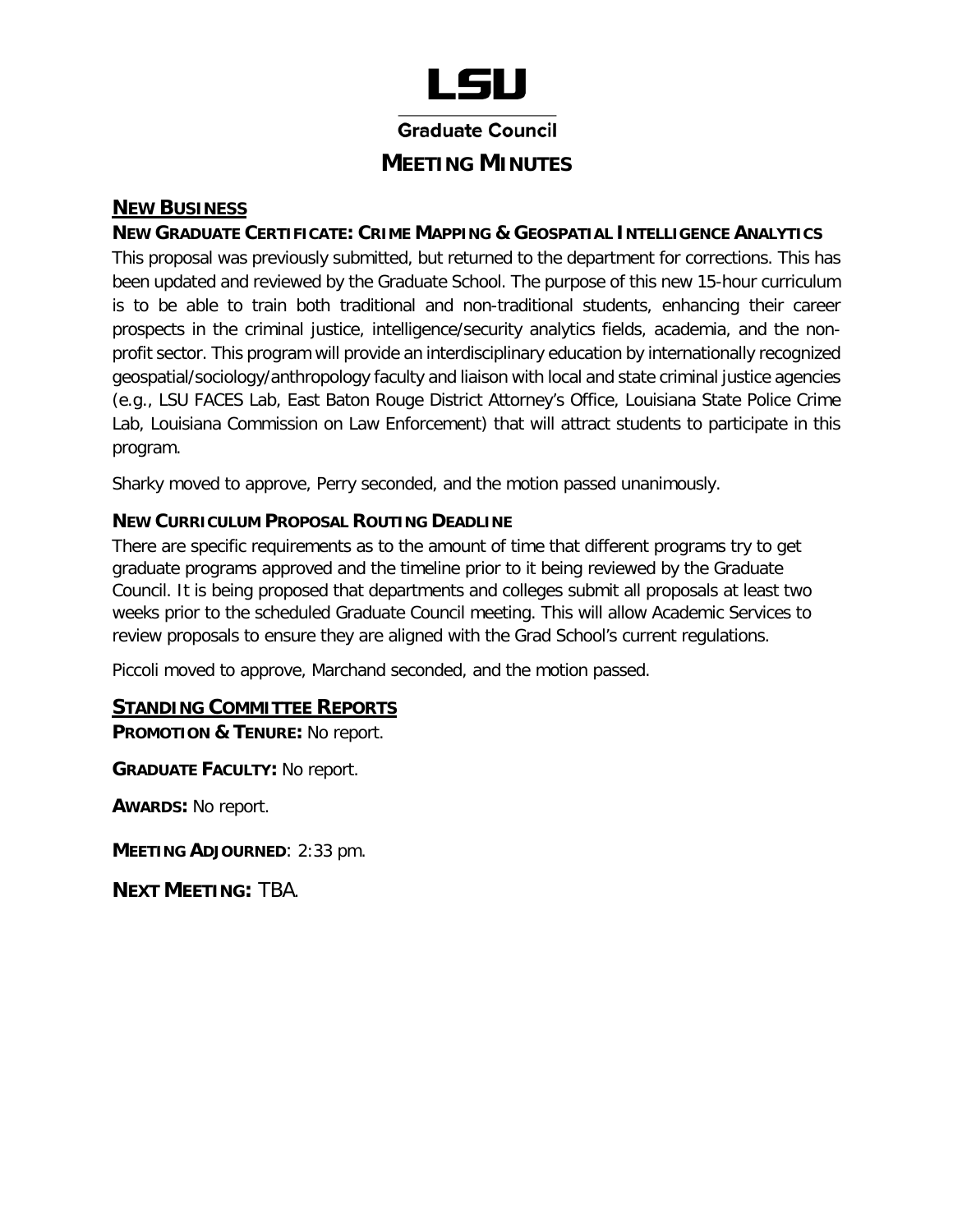# LSU

**Graduate Council**

## MEETING MINUTES

### NEW BUSINESS

#### NEW GRADUATE CERTIFICATE: CRIME MAPPING & GEOSPATIAL INTELLIGENCE ANALYTICS

This proposal was previously submitted, but returned to the department for corrections. This has been updated and reviewed by the Graduate School. The purpose of this new 15-hour curriculum is to be able to train both traditional and non-traditional students, enhancing their career prospects in the criminal justice, intelligence/security analytics fields, academia, and the non-profit sector. This program will provide an interdisciplinary education by internationally recognized geospatial/sociology/anthropology faculty and liaison with local and state criminal justice agencies (e.g., LSU FACES Lab, East Baton Rouge District Attorney's Office, Louisiana State Police Crime Lab, Louisiana Commission on Law Enforcement) that will attract students to participate in this program.

Sharky moved to approve, Perry seconded, and the motion passed unanimously.

#### NEW CURRICULUM PROPOSAL ROUTING DEADLINE

There are specific requirements as to the amount of time that different programs try to get graduate programs approved and the timeline prior to it being reviewed by the Graduate Council. It is being proposed that departments and colleges submit all proposals at least two weeks prior to the scheduled Graduate Council meeting. This will allow Academic Services to review proposals to ensure they are aligned with the Grad School's current regulations.

Piccoli moved to approve, Marchand seconded, and the motion passed.

### STANDING COMMITTEE REPORTS

**PROMOTION & TENURE:** No report.

**GRADUATE FACULTY:** No report.

**AWARDS:** No report.

**MEETING ADJOURNED**: 2:33 pm.

**NEXT MEETING:** TBA.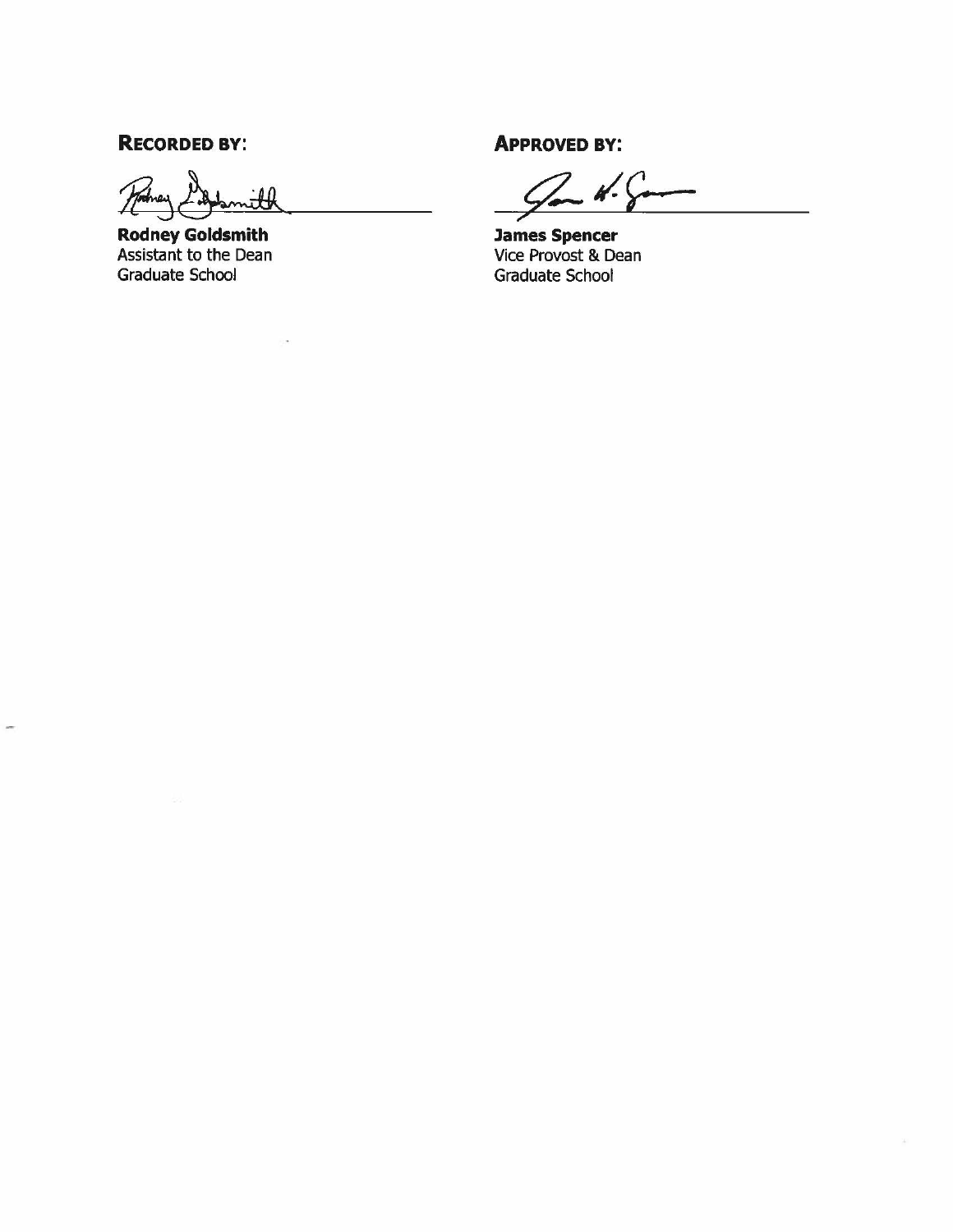**RECORDED BY:**

Rodney Goldsmith
Assistant to the Dean
Graduate School

**APPROVED BY:**

James Spencer
Vice Provost & Dean
Graduate School